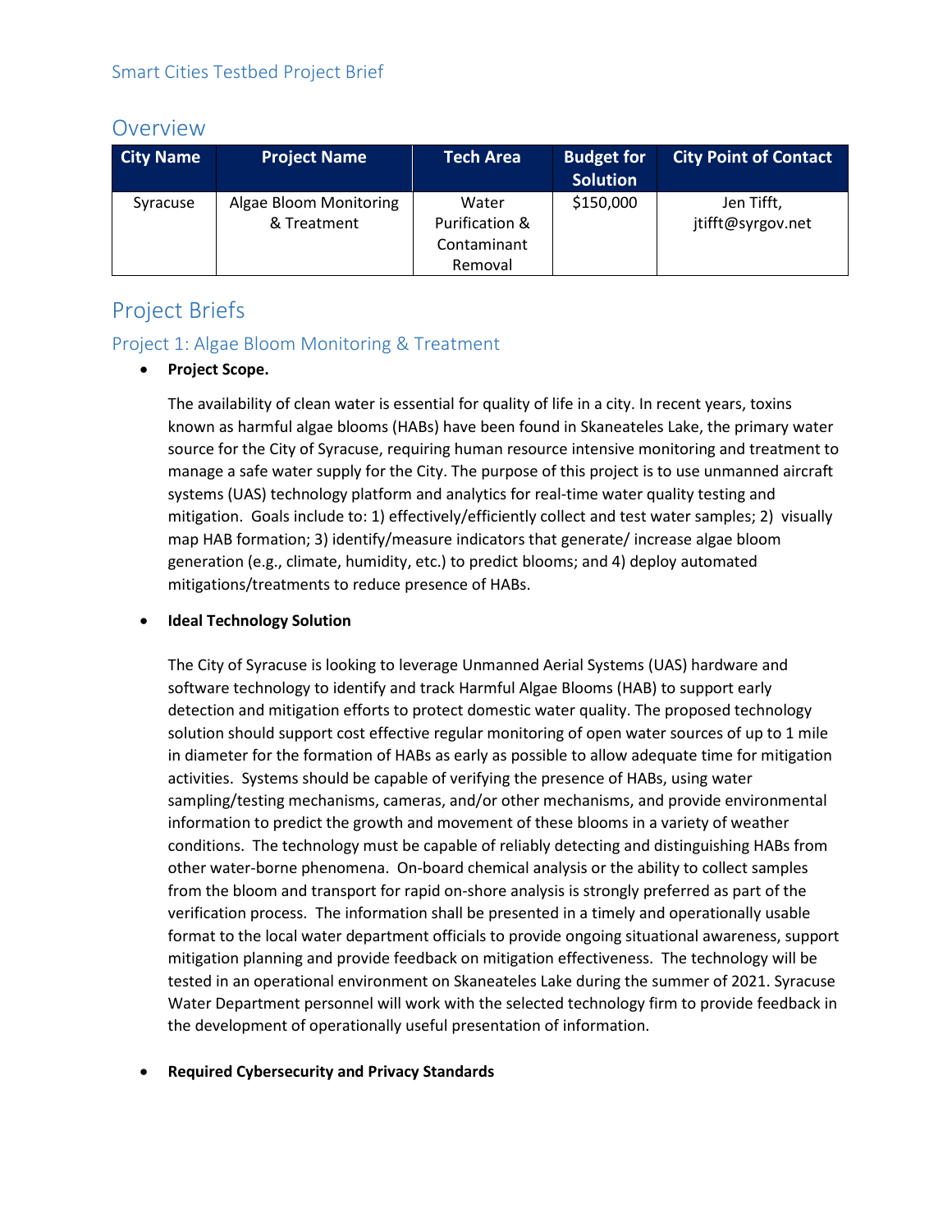Smart Cities Testbed Project Brief

## Overview

| City Name | Project Name | Tech Area | Budget for Solution | City Point of Contact |
|---|---|---|---|---|
| Syracuse | Algae Bloom Monitoring & Treatment | Water Purification & Contaminant Removal | $150,000 | Jen Tifft, jtifft@syrgov.net |

## Project Briefs

### Project 1: Algae Bloom Monitoring & Treatment

- **Project Scope.**

  The availability of clean water is essential for quality of life in a city. In recent years, toxins known as harmful algae blooms (HABs) have been found in Skaneateles Lake, the primary water source for the City of Syracuse, requiring human resource intensive monitoring and treatment to manage a safe water supply for the City. The purpose of this project is to use unmanned aircraft systems (UAS) technology platform and analytics for real-time water quality testing and mitigation. Goals include to: 1) effectively/efficiently collect and test water samples; 2) visually map HAB formation; 3) identify/measure indicators that generate/ increase algae bloom generation (e.g., climate, humidity, etc.) to predict blooms; and 4) deploy automated mitigations/treatments to reduce presence of HABs.

- **Ideal Technology Solution**

  The City of Syracuse is looking to leverage Unmanned Aerial Systems (UAS) hardware and software technology to identify and track Harmful Algae Blooms (HAB) to support early detection and mitigation efforts to protect domestic water quality. The proposed technology solution should support cost effective regular monitoring of open water sources of up to 1 mile in diameter for the formation of HABs as early as possible to allow adequate time for mitigation activities. Systems should be capable of verifying the presence of HABs, using water sampling/testing mechanisms, cameras, and/or other mechanisms, and provide environmental information to predict the growth and movement of these blooms in a variety of weather conditions. The technology must be capable of reliably detecting and distinguishing HABs from other water-borne phenomena. On-board chemical analysis or the ability to collect samples from the bloom and transport for rapid on-shore analysis is strongly preferred as part of the verification process. The information shall be presented in a timely and operationally usable format to the local water department officials to provide ongoing situational awareness, support mitigation planning and provide feedback on mitigation effectiveness. The technology will be tested in an operational environment on Skaneateles Lake during the summer of 2021. Syracuse Water Department personnel will work with the selected technology firm to provide feedback in the development of operationally useful presentation of information.

- **Required Cybersecurity and Privacy Standards**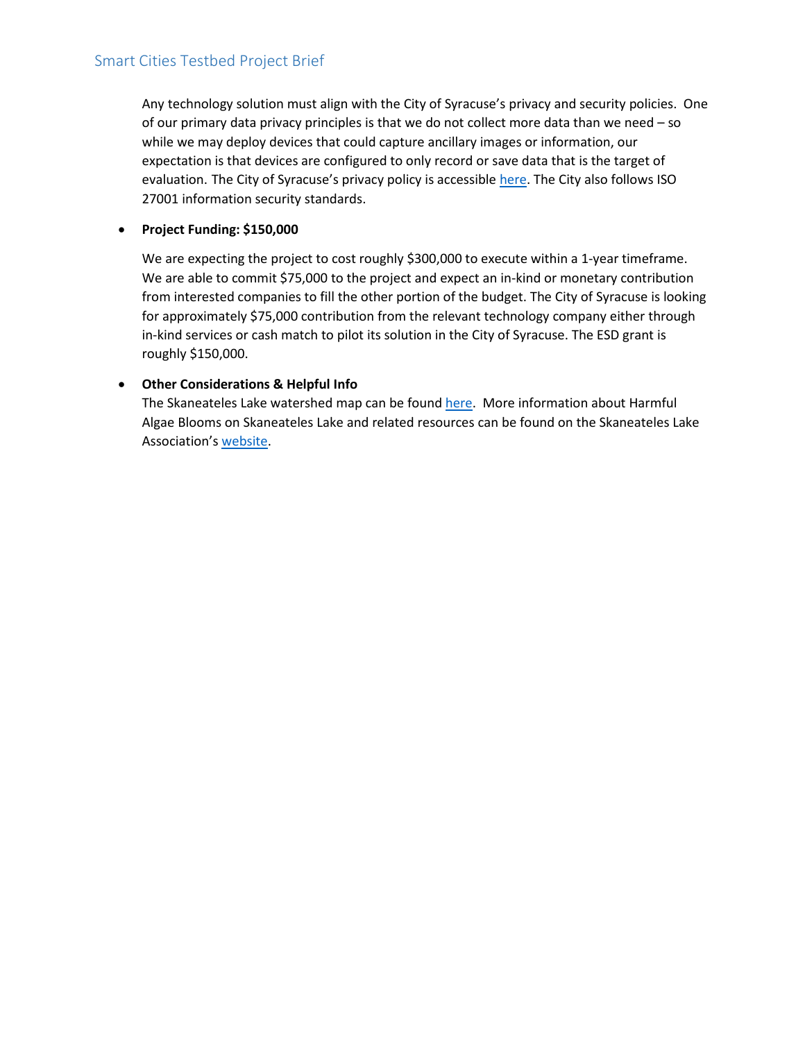Any technology solution must align with the City of Syracuse's privacy and security policies. One of our primary data privacy principles is that we do not collect more data than we need – so while we may deploy devices that could capture ancillary images or information, our expectation is that devices are configured to only record or save data that is the target of evaluation. The City of Syracuse's privacy policy is accessible here. The City also follows ISO 27001 information security standards.

- **Project Funding: $150,000**

  We are expecting the project to cost roughly $300,000 to execute within a 1-year timeframe. We are able to commit $75,000 to the project and expect an in-kind or monetary contribution from interested companies to fill the other portion of the budget. The City of Syracuse is looking for approximately $75,000 contribution from the relevant technology company either through in-kind services or cash match to pilot its solution in the City of Syracuse. The ESD grant is roughly $150,000.

- **Other Considerations & Helpful Info**

  The Skaneateles Lake watershed map can be found here. More information about Harmful Algae Blooms on Skaneateles Lake and related resources can be found on the Skaneateles Lake Association's website.